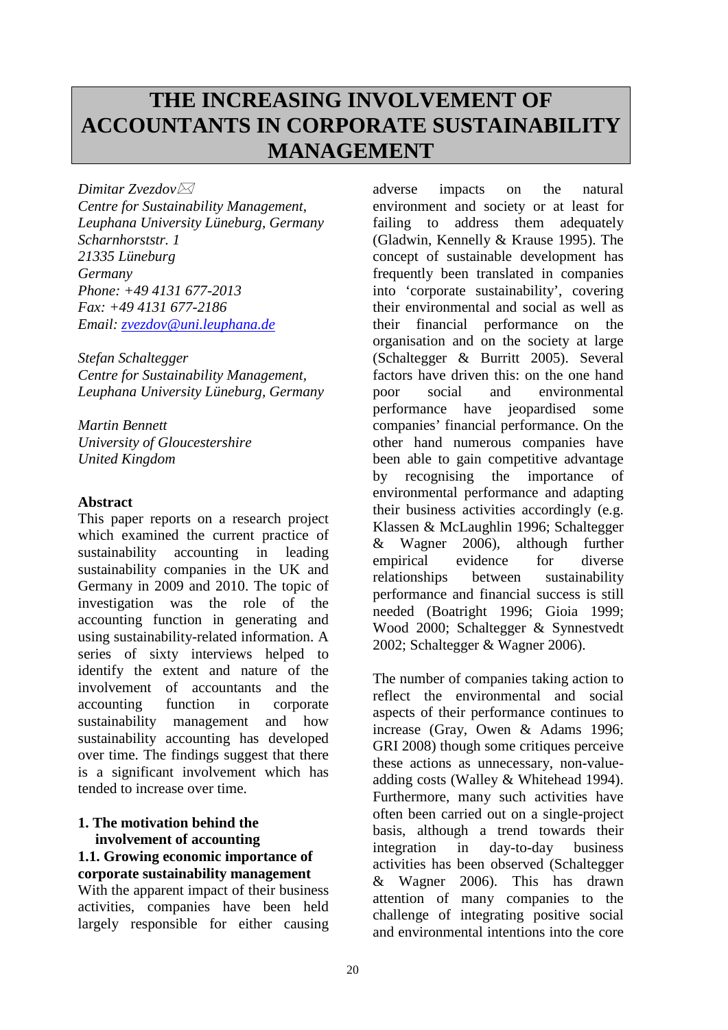# THE INCREASING INVOLVEMENT OF ACCOUNTANTS IN CORPORATE SUSTAINABILITY MANAGEMENT

*Dimitar Zvezdov*✉
*Centre for Sustainability Management,*
*Leuphana University Lüneburg, Germany*
*Scharnhorststr. 1*
*21335 Lüneburg*
*Germany*
*Phone: +49 4131 677-2013*
*Fax: +49 4131 677-2186*
*Email: zvezdov@uni.leuphana.de*

*Stefan Schaltegger*
*Centre for Sustainability Management,*
*Leuphana University Lüneburg, Germany*

*Martin Bennett*
*University of Gloucestershire*
*United Kingdom*

**Abstract**

This paper reports on a research project which examined the current practice of sustainability accounting in leading sustainability companies in the UK and Germany in 2009 and 2010. The topic of investigation was the role of the accounting function in generating and using sustainability-related information. A series of sixty interviews helped to identify the extent and nature of the involvement of accountants and the accounting function in corporate sustainability management and how sustainability accounting has developed over time. The findings suggest that there is a significant involvement which has tended to increase over time.

## 1. The motivation behind the involvement of accounting

### 1.1. Growing economic importance of corporate sustainability management

With the apparent impact of their business activities, companies have been held largely responsible for either causing adverse impacts on the natural environment and society or at least for failing to address them adequately (Gladwin, Kennelly & Krause 1995). The concept of sustainable development has frequently been translated in companies into 'corporate sustainability', covering their environmental and social as well as their financial performance on the organisation and on the society at large (Schaltegger & Burritt 2005). Several factors have driven this: on the one hand poor social and environmental performance have jeopardised some companies' financial performance. On the other hand numerous companies have been able to gain competitive advantage by recognising the importance of environmental performance and adapting their business activities accordingly (e.g. Klassen & McLaughlin 1996; Schaltegger & Wagner 2006), although further empirical evidence for diverse relationships between sustainability performance and financial success is still needed (Boatright 1996; Gioia 1999; Wood 2000; Schaltegger & Synnestvedt 2002; Schaltegger & Wagner 2006).

The number of companies taking action to reflect the environmental and social aspects of their performance continues to increase (Gray, Owen & Adams 1996; GRI 2008) though some critiques perceive these actions as unnecessary, non-value-adding costs (Walley & Whitehead 1994). Furthermore, many such activities have often been carried out on a single-project basis, although a trend towards their integration in day-to-day business activities has been observed (Schaltegger & Wagner 2006). This has drawn attention of many companies to the challenge of integrating positive social and environmental intentions into the core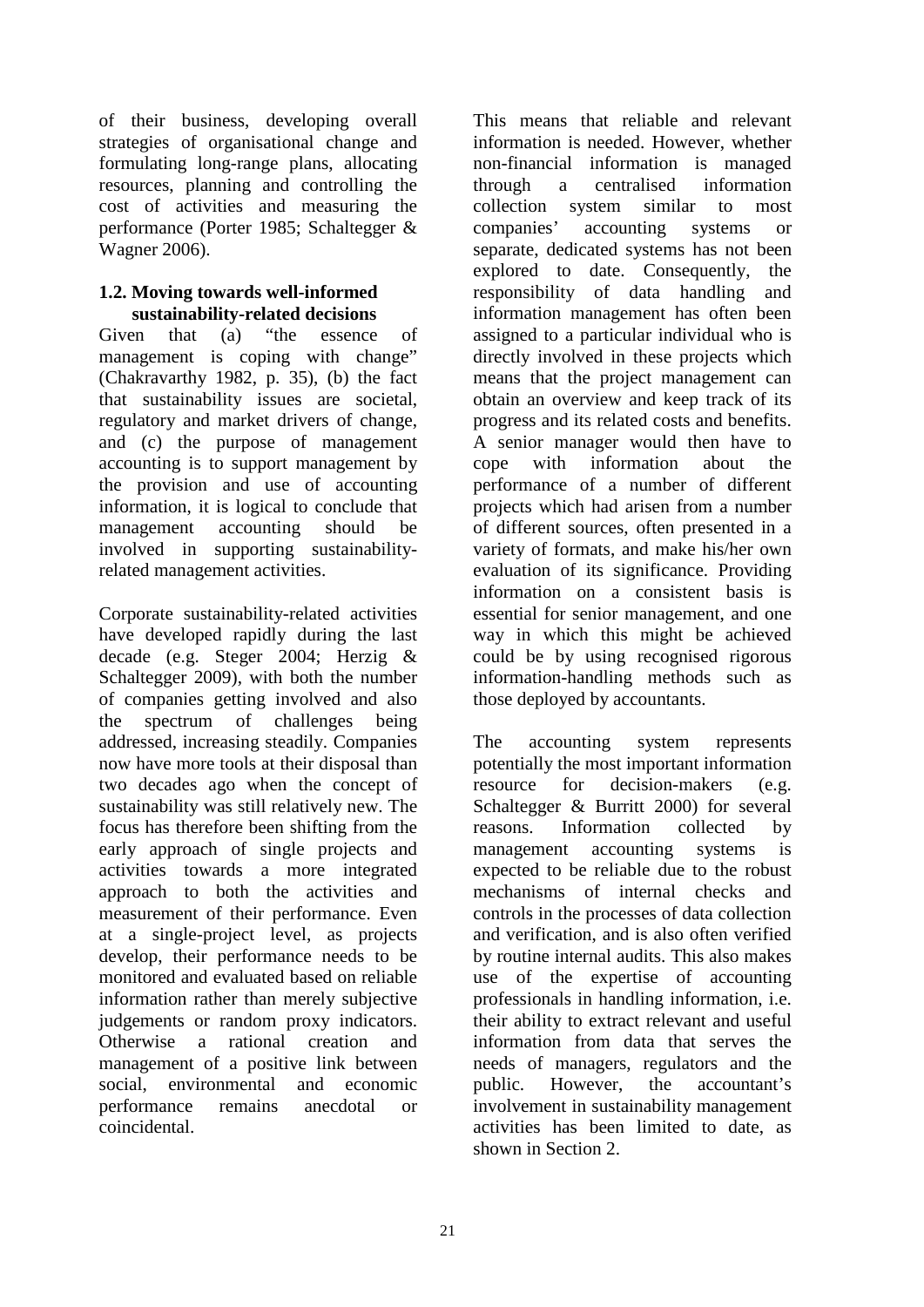of their business, developing overall strategies of organisational change and formulating long-range plans, allocating resources, planning and controlling the cost of activities and measuring the performance (Porter 1985; Schaltegger & Wagner 2006).

### 1.2. Moving towards well-informed sustainability-related decisions

Given that (a) "the essence of management is coping with change" (Chakravarthy 1982, p. 35), (b) the fact that sustainability issues are societal, regulatory and market drivers of change, and (c) the purpose of management accounting is to support management by the provision and use of accounting information, it is logical to conclude that management accounting should be involved in supporting sustainability-related management activities.

Corporate sustainability-related activities have developed rapidly during the last decade (e.g. Steger 2004; Herzig & Schaltegger 2009), with both the number of companies getting involved and also the spectrum of challenges being addressed, increasing steadily. Companies now have more tools at their disposal than two decades ago when the concept of sustainability was still relatively new. The focus has therefore been shifting from the early approach of single projects and activities towards a more integrated approach to both the activities and measurement of their performance. Even at a single-project level, as projects develop, their performance needs to be monitored and evaluated based on reliable information rather than merely subjective judgements or random proxy indicators. Otherwise a rational creation and management of a positive link between social, environmental and economic performance remains anecdotal or coincidental.

This means that reliable and relevant information is needed. However, whether non-financial information is managed through a centralised information collection system similar to most companies' accounting systems or separate, dedicated systems has not been explored to date. Consequently, the responsibility of data handling and information management has often been assigned to a particular individual who is directly involved in these projects which means that the project management can obtain an overview and keep track of its progress and its related costs and benefits. A senior manager would then have to cope with information about the performance of a number of different projects which had arisen from a number of different sources, often presented in a variety of formats, and make his/her own evaluation of its significance. Providing information on a consistent basis is essential for senior management, and one way in which this might be achieved could be by using recognised rigorous information-handling methods such as those deployed by accountants.

The accounting system represents potentially the most important information resource for decision-makers (e.g. Schaltegger & Burritt 2000) for several reasons. Information collected by management accounting systems is expected to be reliable due to the robust mechanisms of internal checks and controls in the processes of data collection and verification, and is also often verified by routine internal audits. This also makes use of the expertise of accounting professionals in handling information, i.e. their ability to extract relevant and useful information from data that serves the needs of managers, regulators and the public. However, the accountant's involvement in sustainability management activities has been limited to date, as shown in Section 2.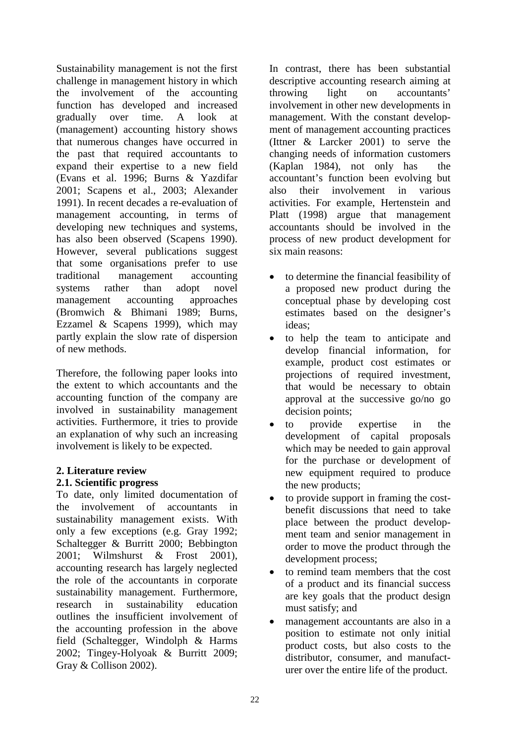Sustainability management is not the first challenge in management history in which the involvement of the accounting function has developed and increased gradually over time. A look at (management) accounting history shows that numerous changes have occurred in the past that required accountants to expand their expertise to a new field (Evans et al. 1996; Burns & Yazdifar 2001; Scapens et al., 2003; Alexander 1991). In recent decades a re-evaluation of management accounting, in terms of developing new techniques and systems, has also been observed (Scapens 1990). However, several publications suggest that some organisations prefer to use traditional management accounting systems rather than adopt novel management accounting approaches (Bromwich & Bhimani 1989; Burns, Ezzamel & Scapens 1999), which may partly explain the slow rate of dispersion of new methods.

Therefore, the following paper looks into the extent to which accountants and the accounting function of the company are involved in sustainability management activities. Furthermore, it tries to provide an explanation of why such an increasing involvement is likely to be expected.

## 2. Literature review

### 2.1. Scientific progress

To date, only limited documentation of the involvement of accountants in sustainability management exists. With only a few exceptions (e.g. Gray 1992; Schaltegger & Burritt 2000; Bebbington 2001; Wilmshurst & Frost 2001), accounting research has largely neglected the role of the accountants in corporate sustainability management. Furthermore, research in sustainability education outlines the insufficient involvement of the accounting profession in the above field (Schaltegger, Windolph & Harms 2002; Tingey-Holyoak & Burritt 2009; Gray & Collison 2002).

In contrast, there has been substantial descriptive accounting research aiming at throwing light on accountants' involvement in other new developments in management. With the constant development of management accounting practices (Ittner & Larcker 2001) to serve the changing needs of information customers (Kaplan 1984), not only has the accountant's function been evolving but also their involvement in various activities. For example, Hertenstein and Platt (1998) argue that management accountants should be involved in the process of new product development for six main reasons:

- to determine the financial feasibility of a proposed new product during the conceptual phase by developing cost estimates based on the designer's ideas;
- to help the team to anticipate and develop financial information, for example, product cost estimates or projections of required investment, that would be necessary to obtain approval at the successive go/no go decision points;
- to provide expertise in the development of capital proposals which may be needed to gain approval for the purchase or development of new equipment required to produce the new products;
- to provide support in framing the cost-benefit discussions that need to take place between the product development team and senior management in order to move the product through the development process;
- to remind team members that the cost of a product and its financial success are key goals that the product design must satisfy; and
- management accountants are also in a position to estimate not only initial product costs, but also costs to the distributor, consumer, and manufacturer over the entire life of the product.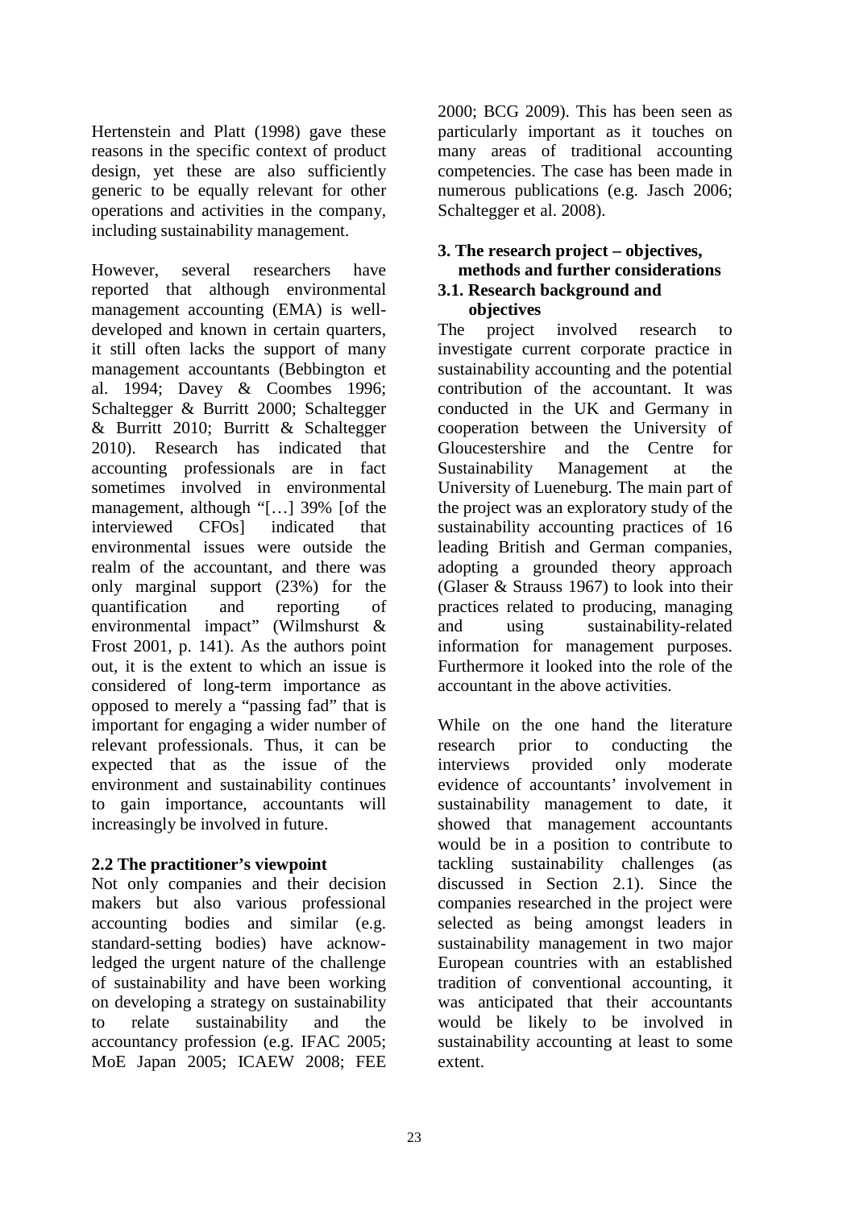Hertenstein and Platt (1998) gave these reasons in the specific context of product design, yet these are also sufficiently generic to be equally relevant for other operations and activities in the company, including sustainability management.

However, several researchers have reported that although environmental management accounting (EMA) is well-developed and known in certain quarters, it still often lacks the support of many management accountants (Bebbington et al. 1994; Davey & Coombes 1996; Schaltegger & Burritt 2000; Schaltegger & Burritt 2010; Burritt & Schaltegger 2010). Research has indicated that accounting professionals are in fact sometimes involved in environmental management, although "[…] 39% [of the interviewed CFOs] indicated that environmental issues were outside the realm of the accountant, and there was only marginal support (23%) for the quantification and reporting of environmental impact" (Wilmshurst & Frost 2001, p. 141). As the authors point out, it is the extent to which an issue is considered of long-term importance as opposed to merely a "passing fad" that is important for engaging a wider number of relevant professionals. Thus, it can be expected that as the issue of the environment and sustainability continues to gain importance, accountants will increasingly be involved in future.

### 2.2 The practitioner's viewpoint

Not only companies and their decision makers but also various professional accounting bodies and similar (e.g. standard-setting bodies) have acknowledged the urgent nature of the challenge of sustainability and have been working on developing a strategy on sustainability to relate sustainability and the accountancy profession (e.g. IFAC 2005; MoE Japan 2005; ICAEW 2008; FEE 2000; BCG 2009). This has been seen as particularly important as it touches on many areas of traditional accounting competencies. The case has been made in numerous publications (e.g. Jasch 2006; Schaltegger et al. 2008).

## 3. The research project – objectives, methods and further considerations

### 3.1. Research background and objectives

The project involved research to investigate current corporate practice in sustainability accounting and the potential contribution of the accountant. It was conducted in the UK and Germany in cooperation between the University of Gloucestershire and the Centre for Sustainability Management at the University of Lueneburg. The main part of the project was an exploratory study of the sustainability accounting practices of 16 leading British and German companies, adopting a grounded theory approach (Glaser & Strauss 1967) to look into their practices related to producing, managing and using sustainability-related information for management purposes. Furthermore it looked into the role of the accountant in the above activities.

While on the one hand the literature research prior to conducting the interviews provided only moderate evidence of accountants' involvement in sustainability management to date, it showed that management accountants would be in a position to contribute to tackling sustainability challenges (as discussed in Section 2.1). Since the companies researched in the project were selected as being amongst leaders in sustainability management in two major European countries with an established tradition of conventional accounting, it was anticipated that their accountants would be likely to be involved in sustainability accounting at least to some extent.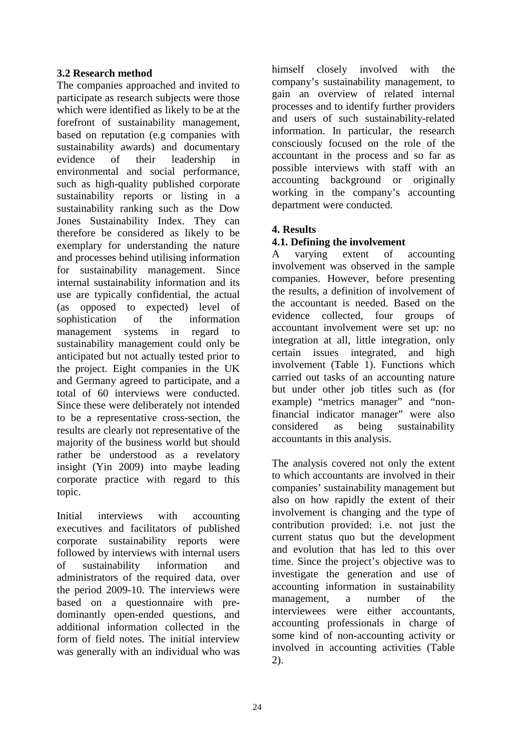### 3.2 Research method

The companies approached and invited to participate as research subjects were those which were identified as likely to be at the forefront of sustainability management, based on reputation (e.g companies with sustainability awards) and documentary evidence of their leadership in environmental and social performance, such as high-quality published corporate sustainability reports or listing in a sustainability ranking such as the Dow Jones Sustainability Index. They can therefore be considered as likely to be exemplary for understanding the nature and processes behind utilising information for sustainability management. Since internal sustainability information and its use are typically confidential, the actual (as opposed to expected) level of sophistication of the information management systems in regard to sustainability management could only be anticipated but not actually tested prior to the project. Eight companies in the UK and Germany agreed to participate, and a total of 60 interviews were conducted. Since these were deliberately not intended to be a representative cross-section, the results are clearly not representative of the majority of the business world but should rather be understood as a revelatory insight (Yin 2009) into maybe leading corporate practice with regard to this topic.

Initial interviews with accounting executives and facilitators of published corporate sustainability reports were followed by interviews with internal users of sustainability information and administrators of the required data, over the period 2009-10. The interviews were based on a questionnaire with predominantly open-ended questions, and additional information collected in the form of field notes. The initial interview was generally with an individual who was himself closely involved with the company's sustainability management, to gain an overview of related internal processes and to identify further providers and users of such sustainability-related information. In particular, the research consciously focused on the role of the accountant in the process and so far as possible interviews with staff with an accounting background or originally working in the company's accounting department were conducted.

## 4. Results

### 4.1. Defining the involvement

A varying extent of accounting involvement was observed in the sample companies. However, before presenting the results, a definition of involvement of the accountant is needed. Based on the evidence collected, four groups of accountant involvement were set up: no integration at all, little integration, only certain issues integrated, and high involvement (Table 1). Functions which carried out tasks of an accounting nature but under other job titles such as (for example) "metrics manager" and "non-financial indicator manager" were also considered as being sustainability accountants in this analysis.

The analysis covered not only the extent to which accountants are involved in their companies' sustainability management but also on how rapidly the extent of their involvement is changing and the type of contribution provided: i.e. not just the current status quo but the development and evolution that has led to this over time. Since the project's objective was to investigate the generation and use of accounting information in sustainability management, a number of the interviewees were either accountants, accounting professionals in charge of some kind of non-accounting activity or involved in accounting activities (Table 2).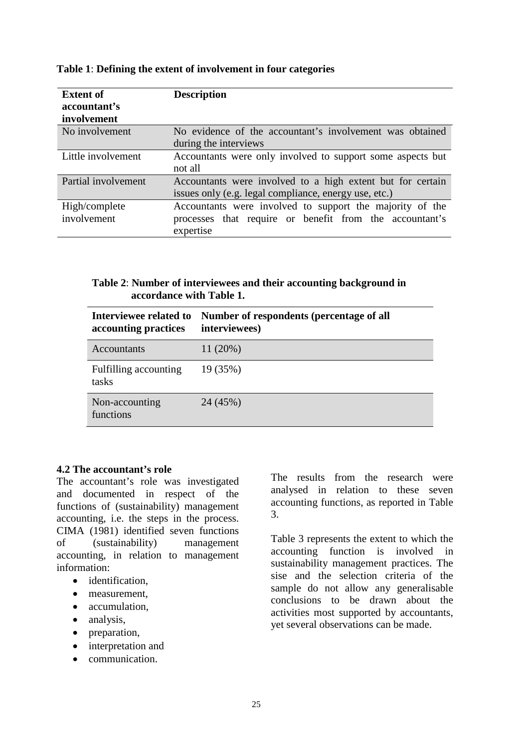**Table 1**: **Defining the extent of involvement in four categories**

| Extent of accountant's involvement | Description |
|---|---|
| No involvement | No evidence of the accountant's involvement was obtained during the interviews |
| Little involvement | Accountants were only involved to support some aspects but not all |
| Partial involvement | Accountants were involved to a high extent but for certain issues only (e.g. legal compliance, energy use, etc.) |
| High/complete involvement | Accountants were involved to support the majority of the processes that require or benefit from the accountant's expertise |

**Table 2**: **Number of interviewees and their accounting background in accordance with Table 1.**

| Interviewee related to accounting practices | Number of respondents (percentage of all interviewees) |
|---|---|
| Accountants | 11 (20%) |
| Fulfilling accounting tasks | 19 (35%) |
| Non-accounting functions | 24 (45%) |

### 4.2 The accountant's role

The accountant's role was investigated and documented in respect of the functions of (sustainability) management accounting, i.e. the steps in the process. CIMA (1981) identified seven functions of (sustainability) management accounting, in relation to management information:

- identification,
- measurement,
- accumulation,
- analysis,
- preparation,
- interpretation and
- communication.

The results from the research were analysed in relation to these seven accounting functions, as reported in Table 3.

Table 3 represents the extent to which the accounting function is involved in sustainability management practices. The sise and the selection criteria of the sample do not allow any generalisable conclusions to be drawn about the activities most supported by accountants, yet several observations can be made.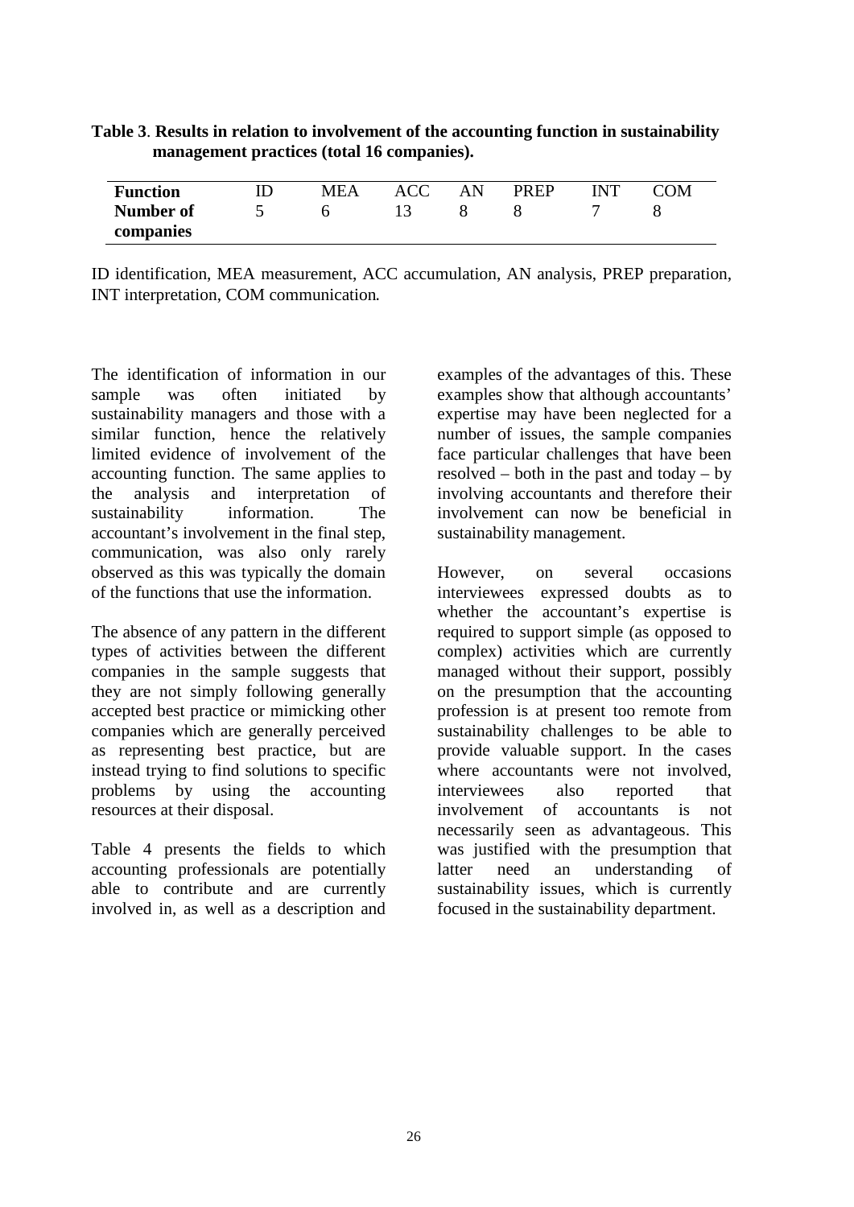**Table 3**. **Results in relation to involvement of the accounting function in sustainability management practices (total 16 companies).**

| **Function** | ID | MEA | ACC | AN | PREP | INT | COM |
|---|---|---|---|---|---|---|---|
| **Number of companies** | 5 | 6 | 13 | 8 | 8 | 7 | 8 |

ID identification, MEA measurement, ACC accumulation, AN analysis, PREP preparation, INT interpretation, COM communication.

The identification of information in our sample was often initiated by sustainability managers and those with a similar function, hence the relatively limited evidence of involvement of the accounting function. The same applies to the analysis and interpretation of sustainability information. The accountant's involvement in the final step, communication, was also only rarely observed as this was typically the domain of the functions that use the information.

The absence of any pattern in the different types of activities between the different companies in the sample suggests that they are not simply following generally accepted best practice or mimicking other companies which are generally perceived as representing best practice, but are instead trying to find solutions to specific problems by using the accounting resources at their disposal.

Table 4 presents the fields to which accounting professionals are potentially able to contribute and are currently involved in, as well as a description and examples of the advantages of this. These examples show that although accountants' expertise may have been neglected for a number of issues, the sample companies face particular challenges that have been resolved – both in the past and today – by involving accountants and therefore their involvement can now be beneficial in sustainability management.

However, on several occasions interviewees expressed doubts as to whether the accountant's expertise is required to support simple (as opposed to complex) activities which are currently managed without their support, possibly on the presumption that the accounting profession is at present too remote from sustainability challenges to be able to provide valuable support. In the cases where accountants were not involved, interviewees also reported that involvement of accountants is not necessarily seen as advantageous. This was justified with the presumption that latter need an understanding of sustainability issues, which is currently focused in the sustainability department.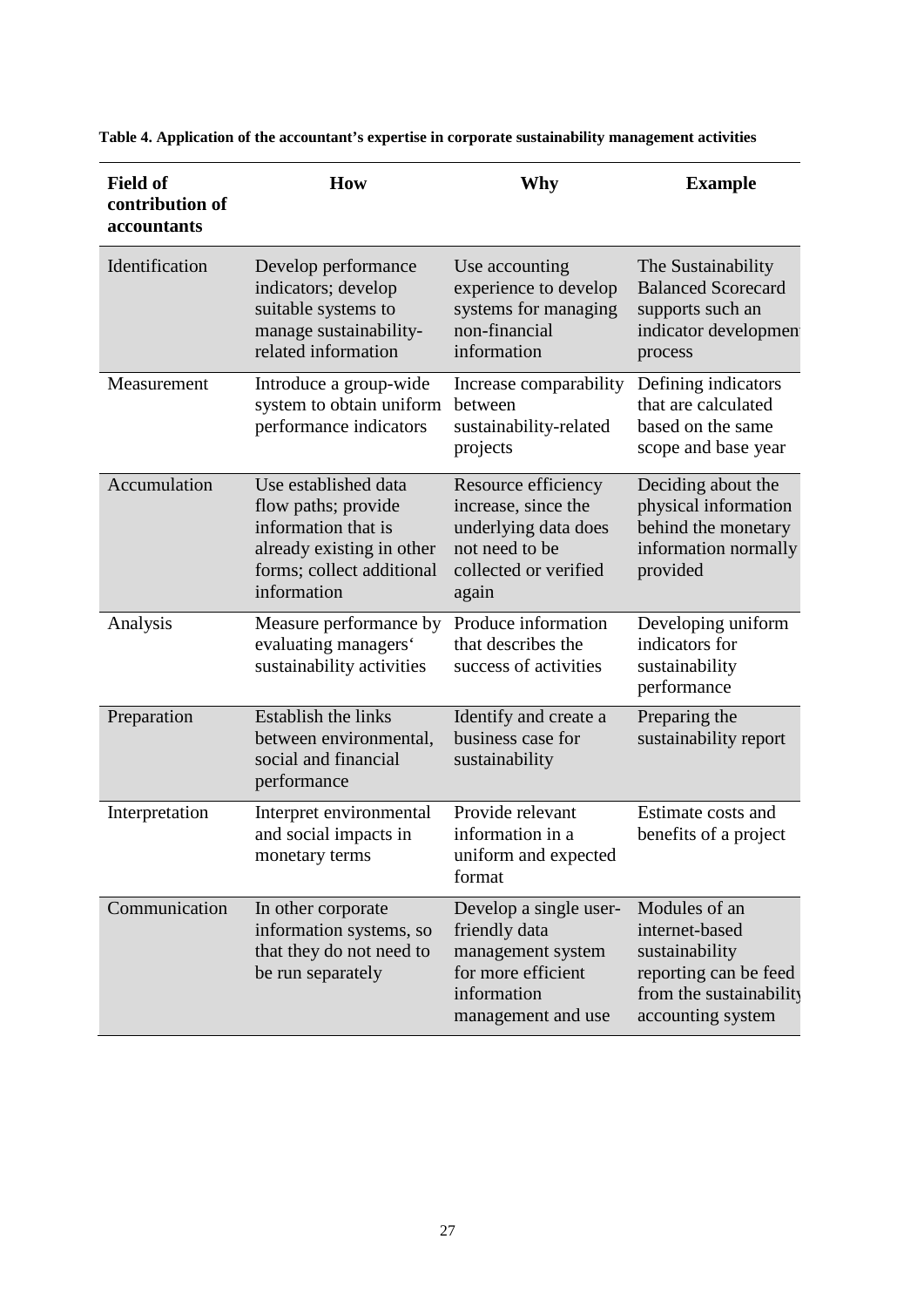**Table 4. Application of the accountant's expertise in corporate sustainability management activities**

| Field of contribution of accountants | How | Why | Example |
|---|---|---|---|
| Identification | Develop performance indicators; develop suitable systems to manage sustainability-related information | Use accounting experience to develop systems for managing non-financial information | The Sustainability Balanced Scorecard supports such an indicator development process |
| Measurement | Introduce a group-wide system to obtain uniform performance indicators | Increase comparability between sustainability-related projects | Defining indicators that are calculated based on the same scope and base year |
| Accumulation | Use established data flow paths; provide information that is already existing in other forms; collect additional information | Resource efficiency increase, since the underlying data does not need to be collected or verified again | Deciding about the physical information behind the monetary information normally provided |
| Analysis | Measure performance by evaluating managers' sustainability activities | Produce information that describes the success of activities | Developing uniform indicators for sustainability performance |
| Preparation | Establish the links between environmental, social and financial performance | Identify and create a business case for sustainability | Preparing the sustainability report |
| Interpretation | Interpret environmental and social impacts in monetary terms | Provide relevant information in a uniform and expected format | Estimate costs and benefits of a project |
| Communication | In other corporate information systems, so that they do not need to be run separately | Develop a single user-friendly data management system for more efficient information management and use | Modules of an internet-based sustainability reporting can be feed from the sustainability accounting system |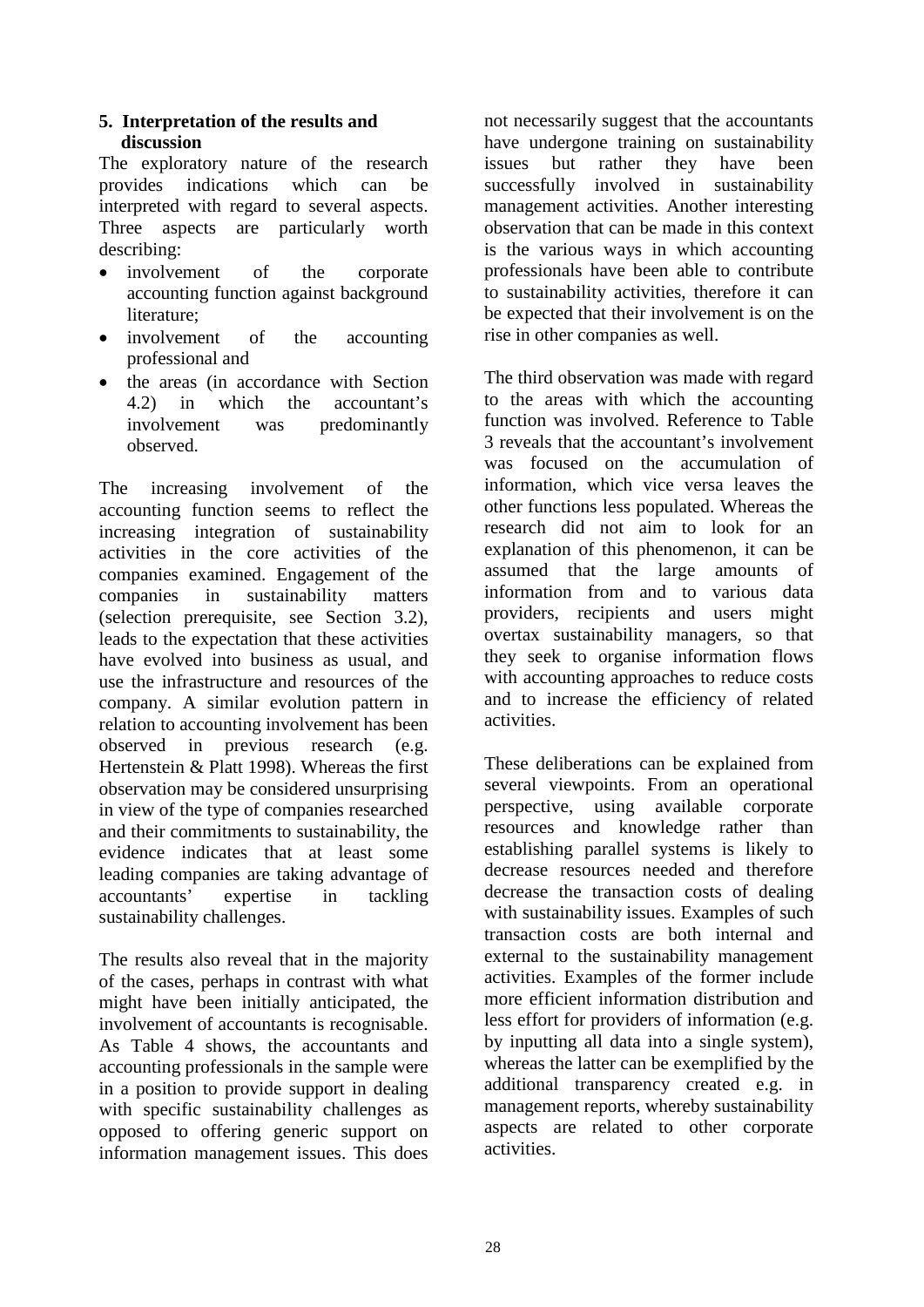## 5. Interpretation of the results and discussion

The exploratory nature of the research provides indications which can be interpreted with regard to several aspects. Three aspects are particularly worth describing:

- involvement of the corporate accounting function against background literature;
- involvement of the accounting professional and
- the areas (in accordance with Section 4.2) in which the accountant's involvement was predominantly observed.

The increasing involvement of the accounting function seems to reflect the increasing integration of sustainability activities in the core activities of the companies examined. Engagement of the companies in sustainability matters (selection prerequisite, see Section 3.2), leads to the expectation that these activities have evolved into business as usual, and use the infrastructure and resources of the company. A similar evolution pattern in relation to accounting involvement has been observed in previous research (e.g. Hertenstein & Platt 1998). Whereas the first observation may be considered unsurprising in view of the type of companies researched and their commitments to sustainability, the evidence indicates that at least some leading companies are taking advantage of accountants' expertise in tackling sustainability challenges.

The results also reveal that in the majority of the cases, perhaps in contrast with what might have been initially anticipated, the involvement of accountants is recognisable. As Table 4 shows, the accountants and accounting professionals in the sample were in a position to provide support in dealing with specific sustainability challenges as opposed to offering generic support on information management issues. This does not necessarily suggest that the accountants have undergone training on sustainability issues but rather they have been successfully involved in sustainability management activities. Another interesting observation that can be made in this context is the various ways in which accounting professionals have been able to contribute to sustainability activities, therefore it can be expected that their involvement is on the rise in other companies as well.

The third observation was made with regard to the areas with which the accounting function was involved. Reference to Table 3 reveals that the accountant's involvement was focused on the accumulation of information, which vice versa leaves the other functions less populated. Whereas the research did not aim to look for an explanation of this phenomenon, it can be assumed that the large amounts of information from and to various data providers, recipients and users might overtax sustainability managers, so that they seek to organise information flows with accounting approaches to reduce costs and to increase the efficiency of related activities.

These deliberations can be explained from several viewpoints. From an operational perspective, using available corporate resources and knowledge rather than establishing parallel systems is likely to decrease resources needed and therefore decrease the transaction costs of dealing with sustainability issues. Examples of such transaction costs are both internal and external to the sustainability management activities. Examples of the former include more efficient information distribution and less effort for providers of information (e.g. by inputting all data into a single system), whereas the latter can be exemplified by the additional transparency created e.g. in management reports, whereby sustainability aspects are related to other corporate activities.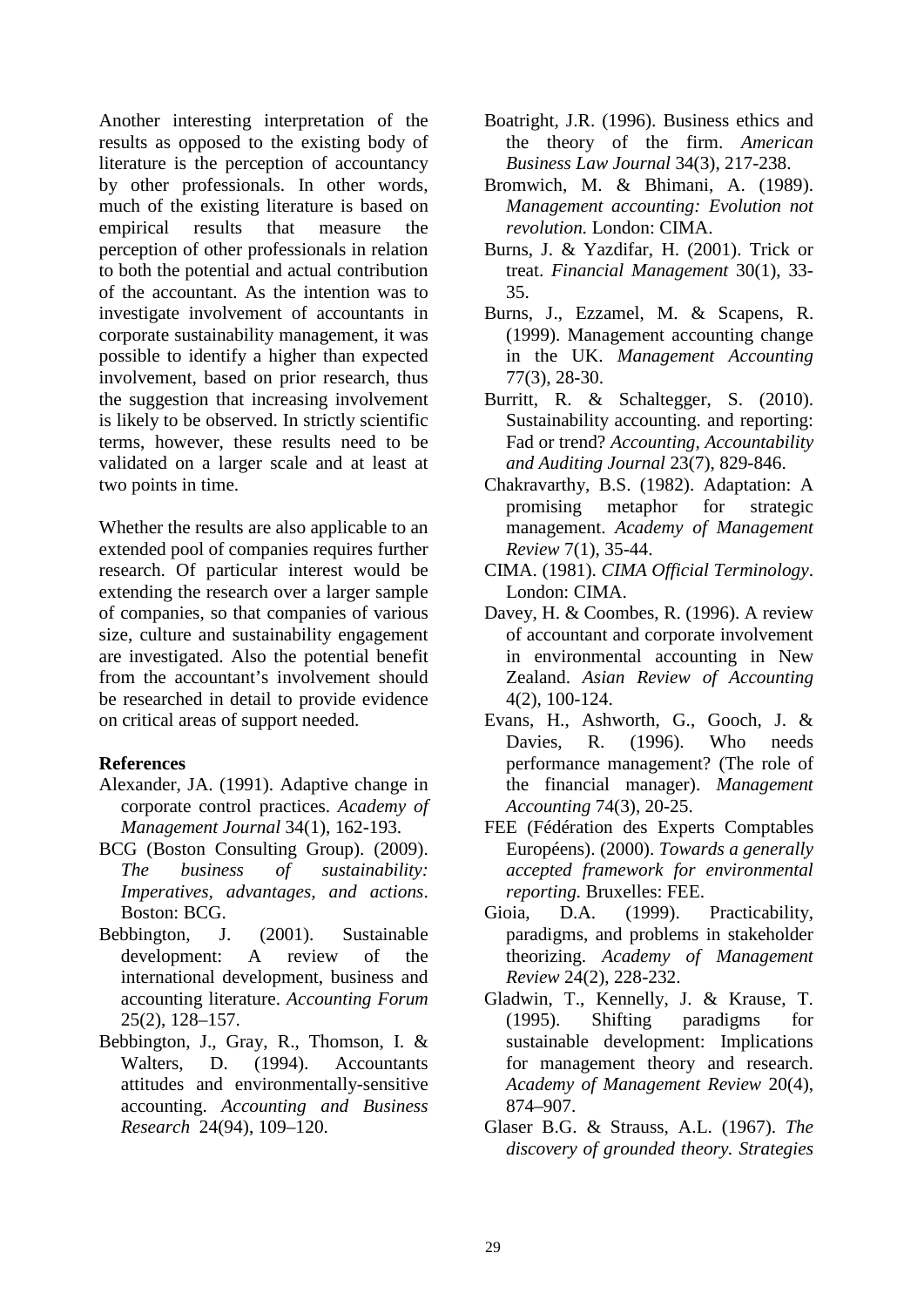Another interesting interpretation of the results as opposed to the existing body of literature is the perception of accountancy by other professionals. In other words, much of the existing literature is based on empirical results that measure the perception of other professionals in relation to both the potential and actual contribution of the accountant. As the intention was to investigate involvement of accountants in corporate sustainability management, it was possible to identify a higher than expected involvement, based on prior research, thus the suggestion that increasing involvement is likely to be observed. In strictly scientific terms, however, these results need to be validated on a larger scale and at least at two points in time.

Whether the results are also applicable to an extended pool of companies requires further research. Of particular interest would be extending the research over a larger sample of companies, so that companies of various size, culture and sustainability engagement are investigated. Also the potential benefit from the accountant's involvement should be researched in detail to provide evidence on critical areas of support needed.

**References**

- Alexander, JA. (1991). Adaptive change in corporate control practices. *Academy of Management Journal* 34(1), 162-193.
- BCG (Boston Consulting Group). (2009). *The business of sustainability: Imperatives, advantages, and actions*. Boston: BCG.
- Bebbington, J. (2001). Sustainable development: A review of the international development, business and accounting literature. *Accounting Forum* 25(2), 128–157.
- Bebbington, J., Gray, R., Thomson, I. & Walters, D. (1994). Accountants attitudes and environmentally-sensitive accounting. *Accounting and Business Research* 24(94), 109–120.
- Boatright, J.R. (1996). Business ethics and the theory of the firm. *American Business Law Journal* 34(3), 217-238.
- Bromwich, M. & Bhimani, A. (1989). *Management accounting: Evolution not revolution.* London: CIMA.
- Burns, J. & Yazdifar, H. (2001). Trick or treat. *Financial Management* 30(1), 33-35.
- Burns, J., Ezzamel, M. & Scapens, R. (1999). Management accounting change in the UK. *Management Accounting* 77(3), 28-30.
- Burritt, R. & Schaltegger, S. (2010). Sustainability accounting. and reporting: Fad or trend? *Accounting, Accountability and Auditing Journal* 23(7), 829-846.
- Chakravarthy, B.S. (1982). Adaptation: A promising metaphor for strategic management. *Academy of Management Review* 7(1), 35-44.
- CIMA. (1981). *CIMA Official Terminology*. London: CIMA.
- Davey, H. & Coombes, R. (1996). A review of accountant and corporate involvement in environmental accounting in New Zealand. *Asian Review of Accounting* 4(2), 100-124.
- Evans, H., Ashworth, G., Gooch, J. & Davies, R. (1996). Who needs performance management? (The role of the financial manager). *Management Accounting* 74(3), 20-25.
- FEE (Fédération des Experts Comptables Européens). (2000). *Towards a generally accepted framework for environmental reporting.* Bruxelles: FEE.
- Gioia, D.A. (1999). Practicability, paradigms, and problems in stakeholder theorizing. *Academy of Management Review* 24(2), 228-232.
- Gladwin, T., Kennelly, J. & Krause, T. (1995). Shifting paradigms for sustainable development: Implications for management theory and research. *Academy of Management Review* 20(4), 874–907.
- Glaser B.G. & Strauss, A.L. (1967). *The discovery of grounded theory. Strategies*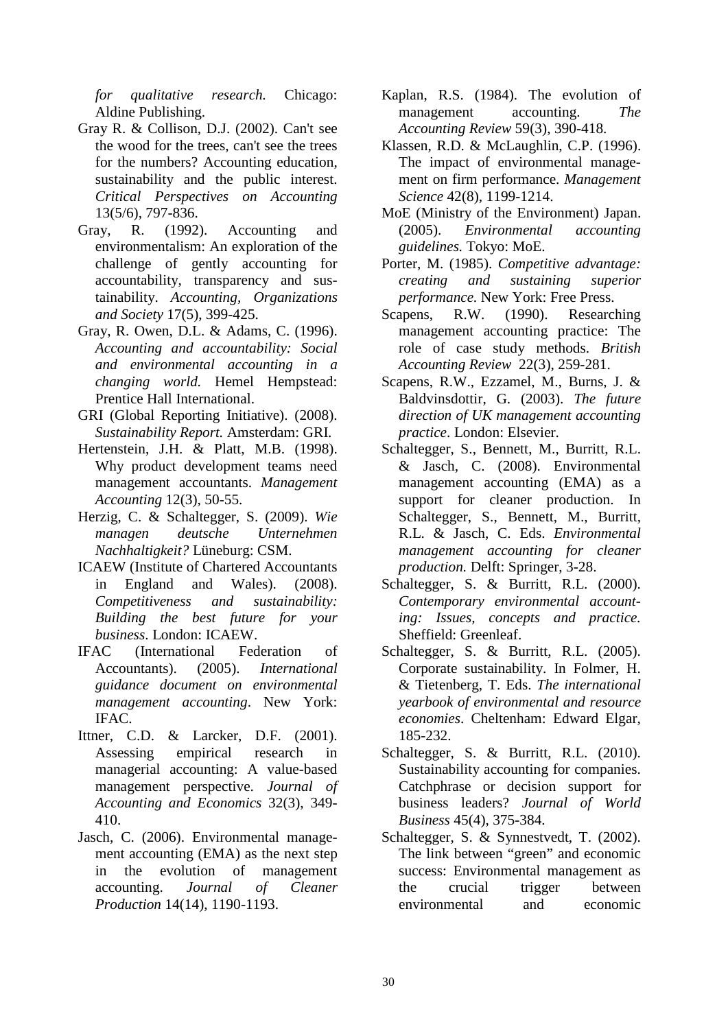*for qualitative research.* Chicago: Aldine Publishing.

Gray R. & Collison, D.J. (2002). Can't see the wood for the trees, can't see the trees for the numbers? Accounting education, sustainability and the public interest. *Critical Perspectives on Accounting* 13(5/6), 797-836.

Gray, R. (1992). Accounting and environmentalism: An exploration of the challenge of gently accounting for accountability, transparency and sustainability. *Accounting, Organizations and Society* 17(5), 399-425.

Gray, R. Owen, D.L. & Adams, C. (1996). *Accounting and accountability: Social and environmental accounting in a changing world.* Hemel Hempstead: Prentice Hall International.

GRI (Global Reporting Initiative). (2008). *Sustainability Report.* Amsterdam: GRI.

Hertenstein, J.H. & Platt, M.B. (1998). Why product development teams need management accountants. *Management Accounting* 12(3), 50-55.

Herzig, C. & Schaltegger, S. (2009). *Wie managen deutsche Unternehmen Nachhaltigkeit?* Lüneburg: CSM.

ICAEW (Institute of Chartered Accountants in England and Wales). (2008). *Competitiveness and sustainability: Building the best future for your business*. London: ICAEW.

IFAC (International Federation of Accountants). (2005). *International guidance document on environmental management accounting*. New York: IFAC.

Ittner, C.D. & Larcker, D.F. (2001). Assessing empirical research in managerial accounting: A value-based management perspective. *Journal of Accounting and Economics* 32(3), 349-410.

Jasch, C. (2006). Environmental management accounting (EMA) as the next step in the evolution of management accounting. *Journal of Cleaner Production* 14(14), 1190-1193.

Kaplan, R.S. (1984). The evolution of management accounting. *The Accounting Review* 59(3), 390-418.

Klassen, R.D. & McLaughlin, C.P. (1996). The impact of environmental management on firm performance. *Management Science* 42(8), 1199-1214.

MoE (Ministry of the Environment) Japan. (2005). *Environmental accounting guidelines.* Tokyo: MoE.

Porter, M. (1985). *Competitive advantage: creating and sustaining superior performance.* New York: Free Press.

Scapens, R.W. (1990). Researching management accounting practice: The role of case study methods. *British Accounting Review* 22(3), 259-281.

Scapens, R.W., Ezzamel, M., Burns, J. & Baldvinsdottir, G. (2003). *The future direction of UK management accounting practice*. London: Elsevier.

Schaltegger, S., Bennett, M., Burritt, R.L. & Jasch, C. (2008). Environmental management accounting (EMA) as a support for cleaner production. In Schaltegger, S., Bennett, M., Burritt, R.L. & Jasch, C. Eds. *Environmental management accounting for cleaner production.* Delft: Springer, 3-28.

Schaltegger, S. & Burritt, R.L. (2000). *Contemporary environmental accounting: Issues, concepts and practice.* Sheffield: Greenleaf.

Schaltegger, S. & Burritt, R.L. (2005). Corporate sustainability. In Folmer, H. & Tietenberg, T. Eds. *The international yearbook of environmental and resource economies*. Cheltenham: Edward Elgar, 185-232.

Schaltegger, S. & Burritt, R.L. (2010). Sustainability accounting for companies. Catchphrase or decision support for business leaders? *Journal of World Business* 45(4), 375-384.

Schaltegger, S. & Synnestvedt, T. (2002). The link between "green" and economic success: Environmental management as the crucial trigger between environmental and economic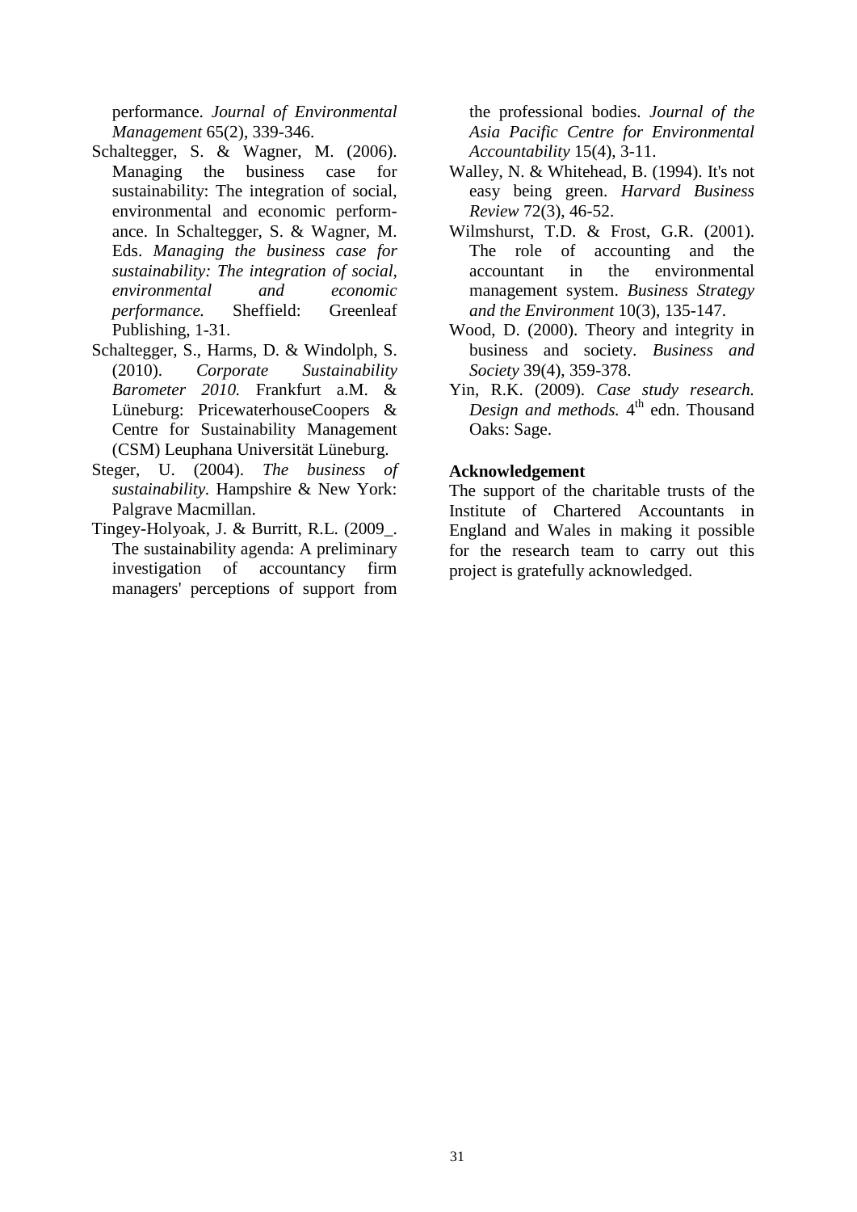performance. *Journal of Environmental Management* 65(2), 339-346.

Schaltegger, S. & Wagner, M. (2006). Managing the business case for sustainability: The integration of social, environmental and economic performance. In Schaltegger, S. & Wagner, M. Eds. *Managing the business case for sustainability: The integration of social, environmental and economic performance.* Sheffield: Greenleaf Publishing, 1-31.

Schaltegger, S., Harms, D. & Windolph, S. (2010). *Corporate Sustainability Barometer 2010.* Frankfurt a.M. & Lüneburg: PricewaterhouseCoopers & Centre for Sustainability Management (CSM) Leuphana Universität Lüneburg.

Steger, U. (2004). *The business of sustainability.* Hampshire & New York: Palgrave Macmillan.

Tingey-Holyoak, J. & Burritt, R.L. (2009_. The sustainability agenda: A preliminary investigation of accountancy firm managers' perceptions of support from the professional bodies. *Journal of the Asia Pacific Centre for Environmental Accountability* 15(4), 3-11.

Walley, N. & Whitehead, B. (1994). It's not easy being green. *Harvard Business Review* 72(3), 46-52.

Wilmshurst, T.D. & Frost, G.R. (2001). The role of accounting and the accountant in the environmental management system. *Business Strategy and the Environment* 10(3), 135-147.

Wood, D. (2000). Theory and integrity in business and society. *Business and Society* 39(4), 359-378.

Yin, R.K. (2009). *Case study research. Design and methods.* 4th edn. Thousand Oaks: Sage.

**Acknowledgement**

The support of the charitable trusts of the Institute of Chartered Accountants in England and Wales in making it possible for the research team to carry out this project is gratefully acknowledged.